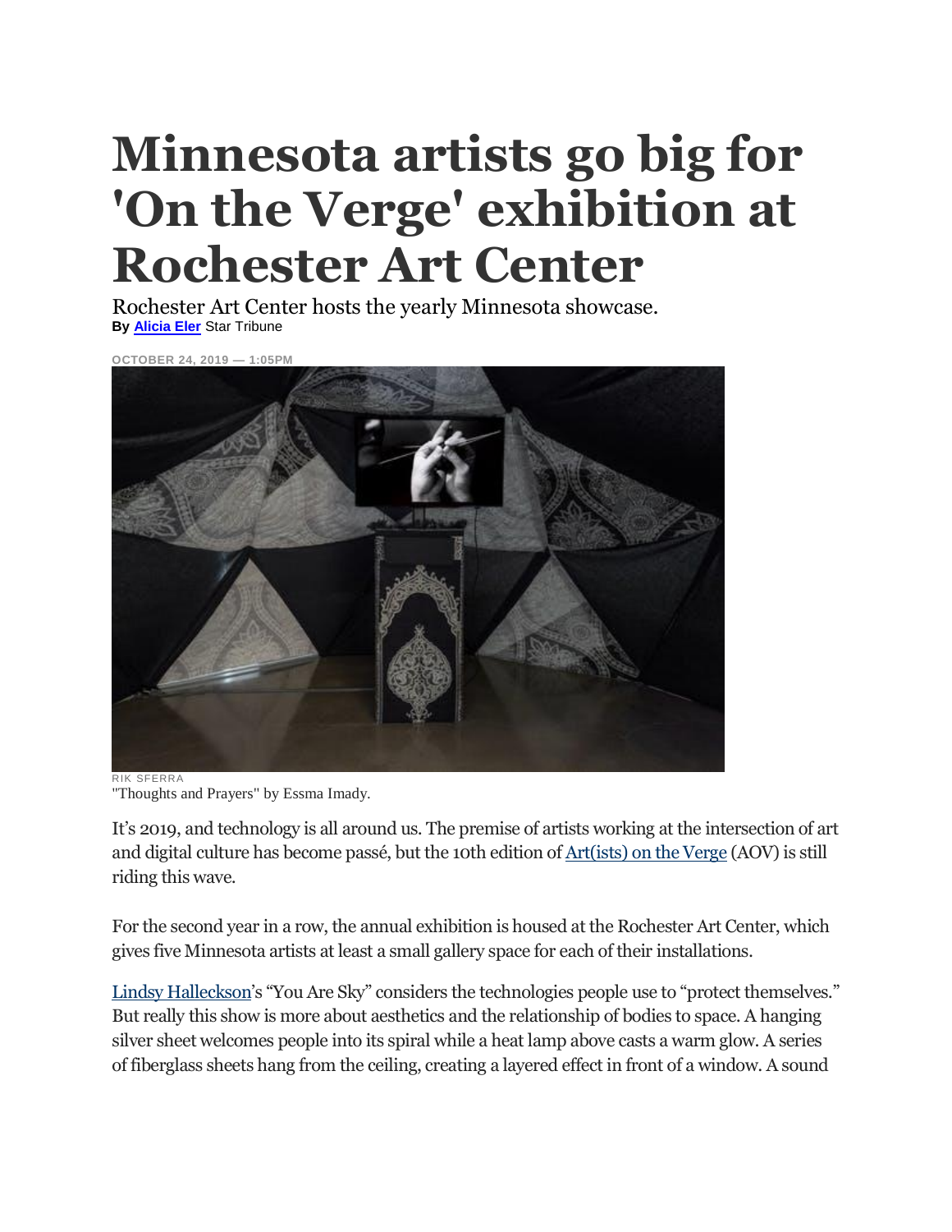# Minnesota artists go big for 'On the Verge' exhibition at Rochester Art Center

Rochester Art Center hosts the yearly Minnesota showcase.

**By Alicia Eler** Star Tribune

OCTOBER 24, 2019 — 1:05PM

RIK SFERRA

"Thoughts and Prayers" by Essma Imady.

It's 2019, and technology is all around us. The premise of artists working at the intersection of art and digital culture has become passé, but the 10th edition of Art(ists) on the Verge (AOV) is still riding this wave.

For the second year in a row, the annual exhibition is housed at the Rochester Art Center, which gives five Minnesota artists at least a small gallery space for each of their installations.

Lindsy Halleckson's "You Are Sky" considers the technologies people use to "protect themselves." But really this show is more about aesthetics and the relationship of bodies to space. A hanging silver sheet welcomes people into its spiral while a heat lamp above casts a warm glow. A series of fiberglass sheets hang from the ceiling, creating a layered effect in front of a window. A sound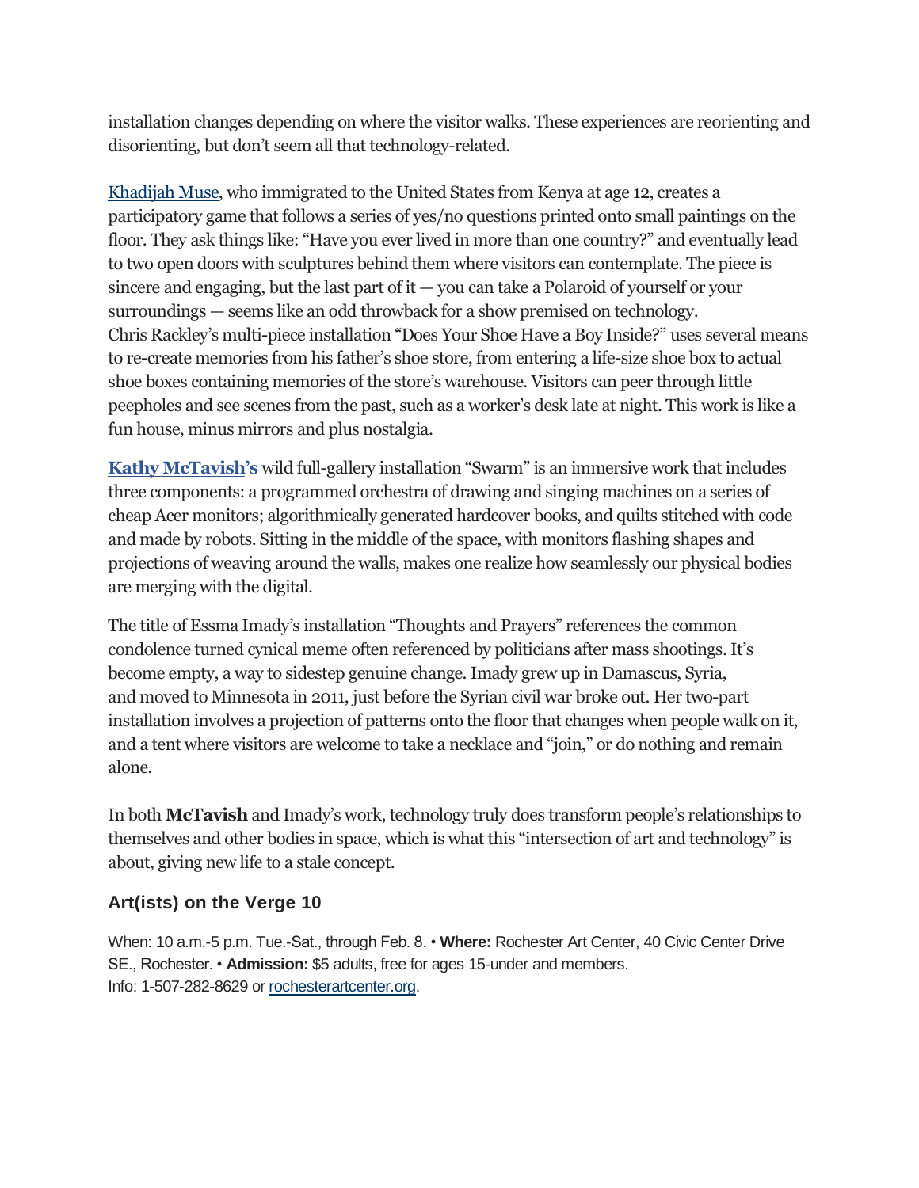installation changes depending on where the visitor walks. These experiences are reorienting and disorienting, but don't seem all that technology-related.

Khadijah Muse, who immigrated to the United States from Kenya at age 12, creates a participatory game that follows a series of yes/no questions printed onto small paintings on the floor. They ask things like: "Have you ever lived in more than one country?" and eventually lead to two open doors with sculptures behind them where visitors can contemplate. The piece is sincere and engaging, but the last part of it — you can take a Polaroid of yourself or your surroundings — seems like an odd throwback for a show premised on technology.
Chris Rackley's multi-piece installation "Does Your Shoe Have a Boy Inside?" uses several means to re-create memories from his father's shoe store, from entering a life-size shoe box to actual shoe boxes containing memories of the store's warehouse. Visitors can peer through little peepholes and see scenes from the past, such as a worker's desk late at night. This work is like a fun house, minus mirrors and plus nostalgia.

**Kathy McTavish's** wild full-gallery installation "Swarm" is an immersive work that includes three components: a programmed orchestra of drawing and singing machines on a series of cheap Acer monitors; algorithmically generated hardcover books, and quilts stitched with code and made by robots. Sitting in the middle of the space, with monitors flashing shapes and projections of weaving around the walls, makes one realize how seamlessly our physical bodies are merging with the digital.

The title of Essma Imady's installation "Thoughts and Prayers" references the common condolence turned cynical meme often referenced by politicians after mass shootings. It's become empty, a way to sidestep genuine change. Imady grew up in Damascus, Syria, and moved to Minnesota in 2011, just before the Syrian civil war broke out. Her two-part installation involves a projection of patterns onto the floor that changes when people walk on it, and a tent where visitors are welcome to take a necklace and "join," or do nothing and remain alone.

In both **McTavish** and Imady's work, technology truly does transform people's relationships to themselves and other bodies in space, which is what this "intersection of art and technology" is about, giving new life to a stale concept.

### Art(ists) on the Verge 10

When: 10 a.m.-5 p.m. Tue.-Sat., through Feb. 8. • **Where:** Rochester Art Center, 40 Civic Center Drive SE., Rochester. • **Admission:** $5 adults, free for ages 15-under and members.
Info: 1-507-282-8629 or rochesterartcenter.org.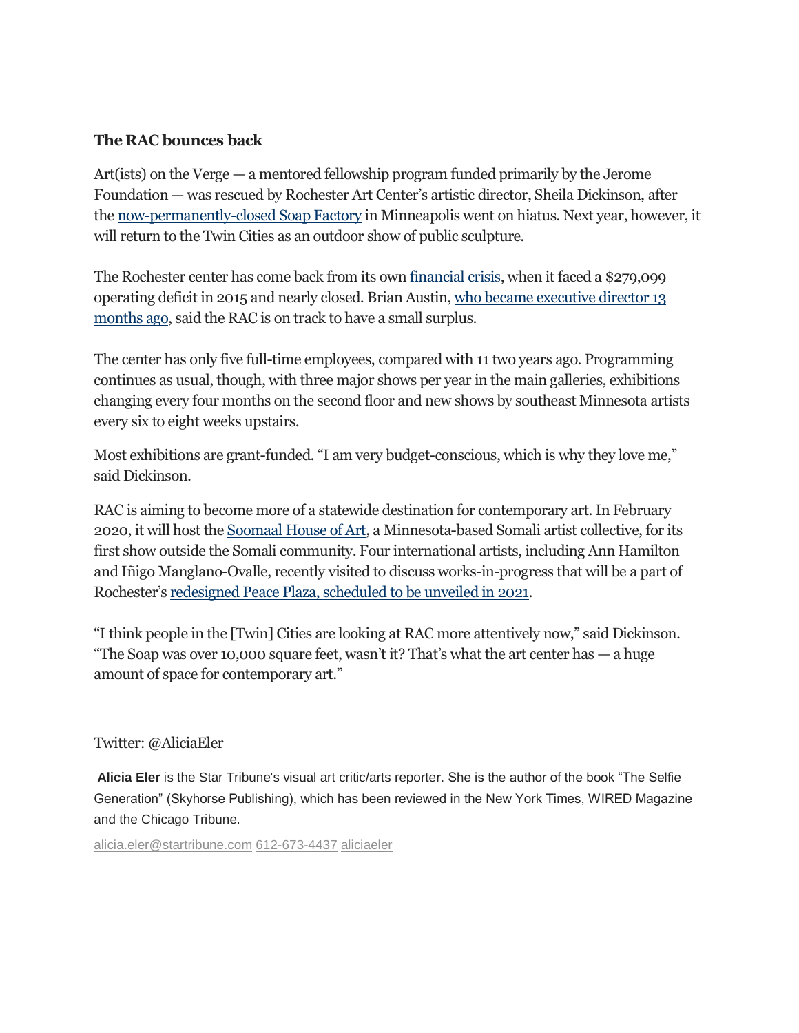### The RAC bounces back

Art(ists) on the Verge — a mentored fellowship program funded primarily by the Jerome Foundation — was rescued by Rochester Art Center's artistic director, Sheila Dickinson, after the now-permanently-closed Soap Factory in Minneapolis went on hiatus. Next year, however, it will return to the Twin Cities as an outdoor show of public sculpture.

The Rochester center has come back from its own financial crisis, when it faced a $279,099 operating deficit in 2015 and nearly closed. Brian Austin, who became executive director 13 months ago, said the RAC is on track to have a small surplus.

The center has only five full-time employees, compared with 11 two years ago. Programming continues as usual, though, with three major shows per year in the main galleries, exhibitions changing every four months on the second floor and new shows by southeast Minnesota artists every six to eight weeks upstairs.

Most exhibitions are grant-funded. "I am very budget-conscious, which is why they love me," said Dickinson.

RAC is aiming to become more of a statewide destination for contemporary art. In February 2020, it will host the Soomaal House of Art, a Minnesota-based Somali artist collective, for its first show outside the Somali community. Four international artists, including Ann Hamilton and Iñigo Manglano-Ovalle, recently visited to discuss works-in-progress that will be a part of Rochester's redesigned Peace Plaza, scheduled to be unveiled in 2021.

"I think people in the [Twin] Cities are looking at RAC more attentively now," said Dickinson. "The Soap was over 10,000 square feet, wasn't it? That's what the art center has — a huge amount of space for contemporary art."

Twitter: @AliciaEler

**Alicia Eler** is the Star Tribune's visual art critic/arts reporter. She is the author of the book "The Selfie Generation" (Skyhorse Publishing), which has been reviewed in the New York Times, WIRED Magazine and the Chicago Tribune.

alicia.eler@startribune.com 612-673-4437 aliciaeler